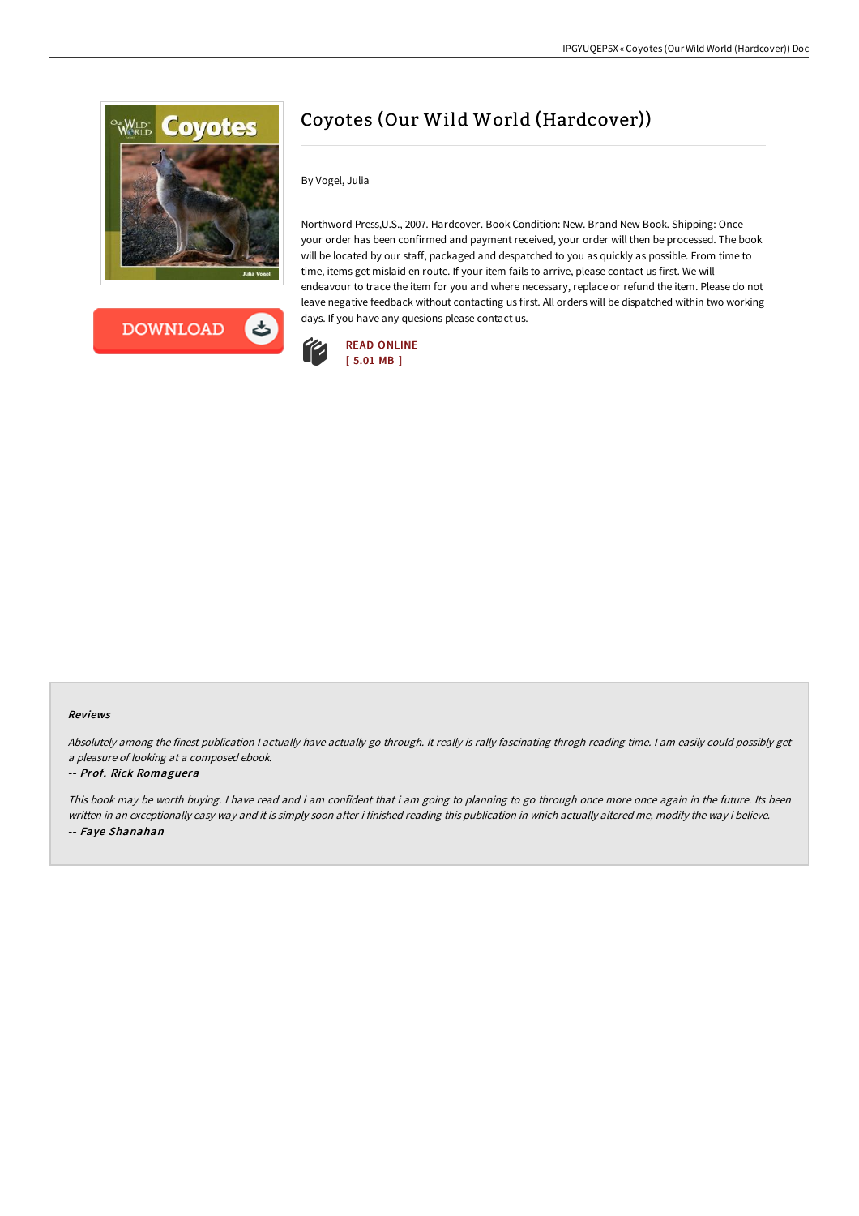# Coyotes (Our Wild World (Hardcover))

By Vogel, Julia

Northword Press,U.S., 2007. Hardcover. Book Condition: New. Brand New Book. Shipping: Once your order has been confirmed and payment received, your order will then be processed. The book will be located by our staff, packaged and despatched to you as quickly as possible. From time to time, items get mislaid en route. If your item fails to arrive, please contact us first. We will endeavour to trace the item for you and where necessary, replace or refund the item. Please do not leave negative feedback without contacting us first. All orders will be dispatched within two working days. If you have any quesions please contact us.

READ ONLINE
[ 5.01 MB ]

### Reviews

*Absolutely among the finest publication I actually have actually go through. It really is rally fascinating throgh reading time. I am easily could possibly get a pleasure of looking at a composed ebook.*

-- ***Prof. Rick Romaguera***

*This book may be worth buying. I have read and i am confident that i am going to planning to go through once more once again in the future. Its been written in an exceptionally easy way and it is simply soon after i finished reading this publication in which actually altered me, modify the way i believe.*

-- ***Faye Shanahan***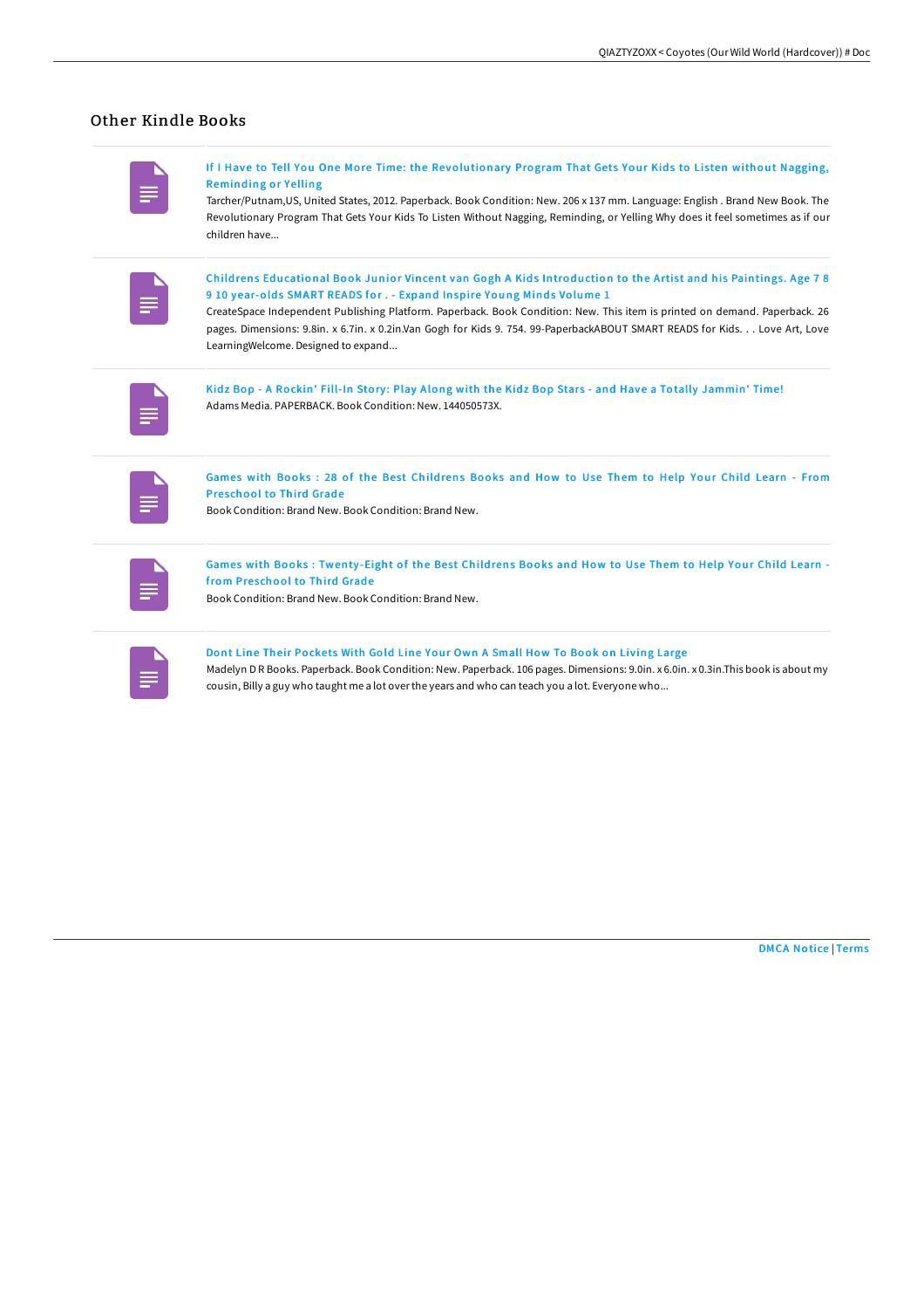## Other Kindle Books

**If I Have to Tell You One More Time: the Revolutionary Program That Gets Your Kids to Listen without Nagging, Reminding or Yelling**

Tarcher/Putnam,US, United States, 2012. Paperback. Book Condition: New. 206 x 137 mm. Language: English . Brand New Book. The Revolutionary Program That Gets Your Kids To Listen Without Nagging, Reminding, or Yelling Why does it feel sometimes as if our children have...

**Childrens Educational Book Junior Vincent van Gogh A Kids Introduction to the Artist and his Paintings. Age 7 8 9 10 year-olds SMART READS for . - Expand Inspire Young Minds Volume 1**

CreateSpace Independent Publishing Platform. Paperback. Book Condition: New. This item is printed on demand. Paperback. 26 pages. Dimensions: 9.8in. x 6.7in. x 0.2in.Van Gogh for Kids 9. 754. 99-PaperbackABOUT SMART READS for Kids. . . Love Art, Love LearningWelcome. Designed to expand...

**Kidz Bop - A Rockin' Fill-In Story: Play Along with the Kidz Bop Stars - and Have a Totally Jammin' Time!**

Adams Media. PAPERBACK. Book Condition: New. 144050573X.

**Games with Books : 28 of the Best Childrens Books and How to Use Them to Help Your Child Learn - From Preschool to Third Grade**

Book Condition: Brand New. Book Condition: Brand New.

**Games with Books : Twenty-Eight of the Best Childrens Books and How to Use Them to Help Your Child Learn - from Preschool to Third Grade**

Book Condition: Brand New. Book Condition: Brand New.

**Dont Line Their Pockets With Gold Line Your Own A Small How To Book on Living Large**

Madelyn D R Books. Paperback. Book Condition: New. Paperback. 106 pages. Dimensions: 9.0in. x 6.0in. x 0.3in.This book is about my cousin, Billy a guy who taught me a lot over the years and who can teach you a lot. Everyone who...